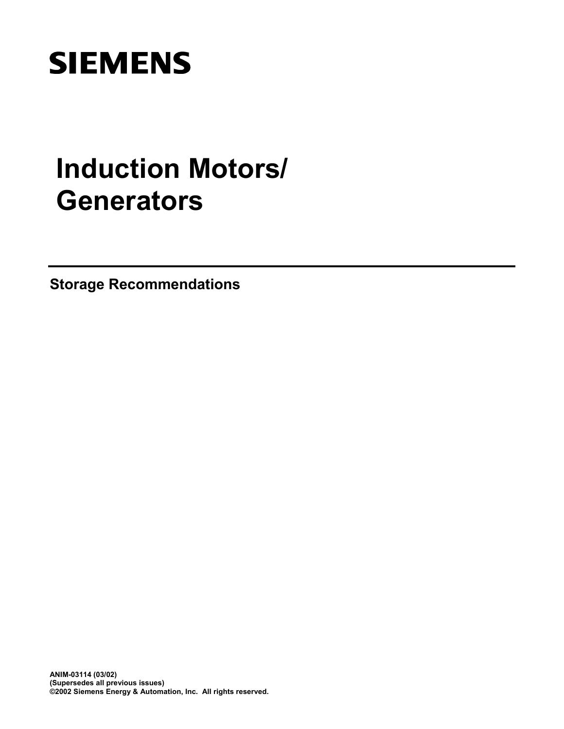SIEMENS

# Induction Motors/ Generators

## Storage Recommendations

**ANIM-03114 (03/02)**
**(Supersedes all previous issues)**
**©2002 Siemens Energy & Automation, Inc. All rights reserved.**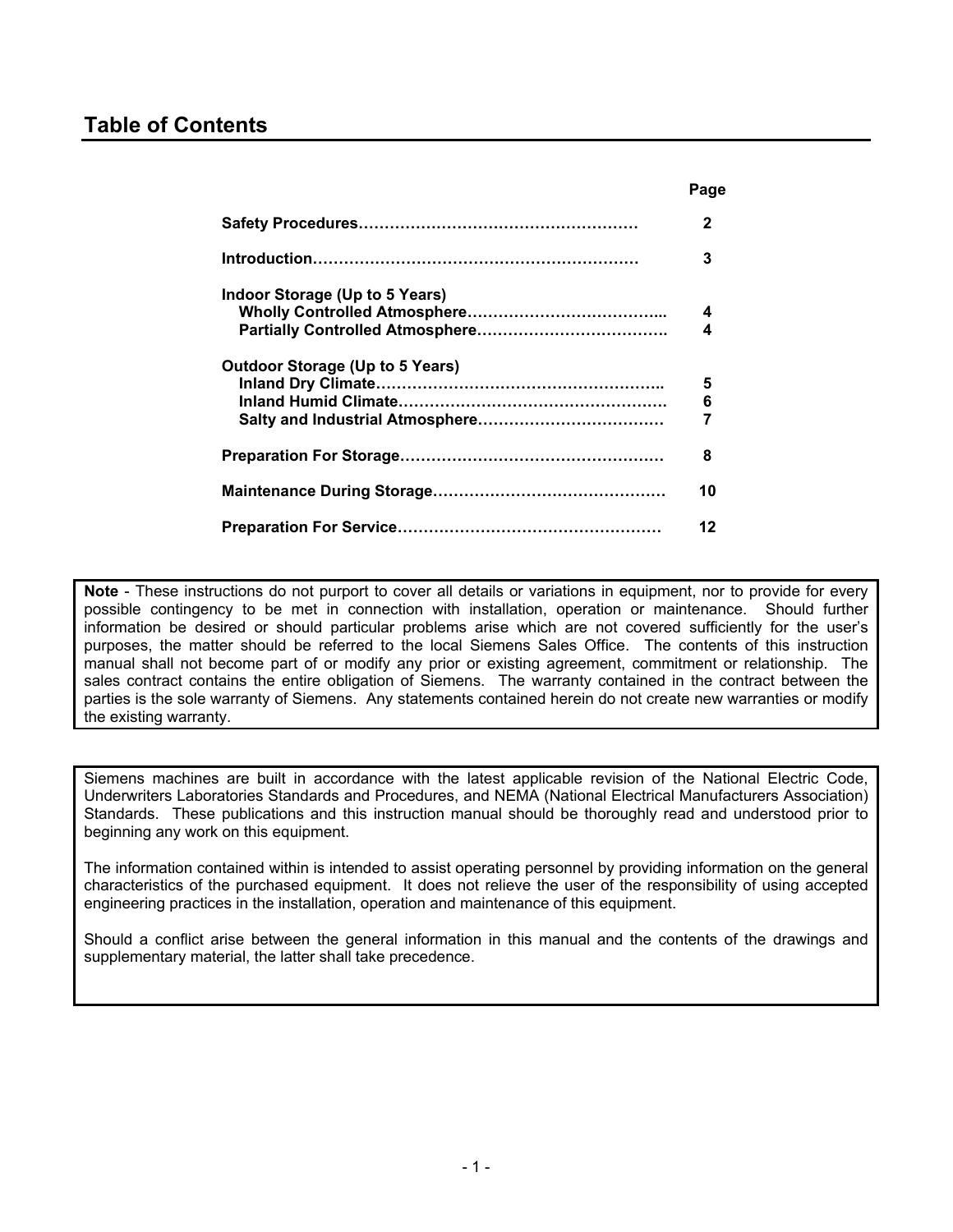# Table of Contents

| | Page |
|---|---|
| **Safety Procedures** | **2** |
| **Introduction** | **3** |
| **Indoor Storage (Up to 5 Years)** | |
| **Wholly Controlled Atmosphere** | **4** |
| **Partially Controlled Atmosphere** | **4** |
| **Outdoor Storage (Up to 5 Years)** | |
| **Inland Dry Climate** | **5** |
| **Inland Humid Climate** | **6** |
| **Salty and Industrial Atmosphere** | **7** |
| **Preparation For Storage** | **8** |
| **Maintenance During Storage** | **10** |
| **Preparation For Service** | **12** |

**Note** - These instructions do not purport to cover all details or variations in equipment, nor to provide for every possible contingency to be met in connection with installation, operation or maintenance. Should further information be desired or should particular problems arise which are not covered sufficiently for the user's purposes, the matter should be referred to the local Siemens Sales Office. The contents of this instruction manual shall not become part of or modify any prior or existing agreement, commitment or relationship. The sales contract contains the entire obligation of Siemens. The warranty contained in the contract between the parties is the sole warranty of Siemens. Any statements contained herein do not create new warranties or modify the existing warranty.

Siemens machines are built in accordance with the latest applicable revision of the National Electric Code, Underwriters Laboratories Standards and Procedures, and NEMA (National Electrical Manufacturers Association) Standards. These publications and this instruction manual should be thoroughly read and understood prior to beginning any work on this equipment.

The information contained within is intended to assist operating personnel by providing information on the general characteristics of the purchased equipment. It does not relieve the user of the responsibility of using accepted engineering practices in the installation, operation and maintenance of this equipment.

Should a conflict arise between the general information in this manual and the contents of the drawings and supplementary material, the latter shall take precedence.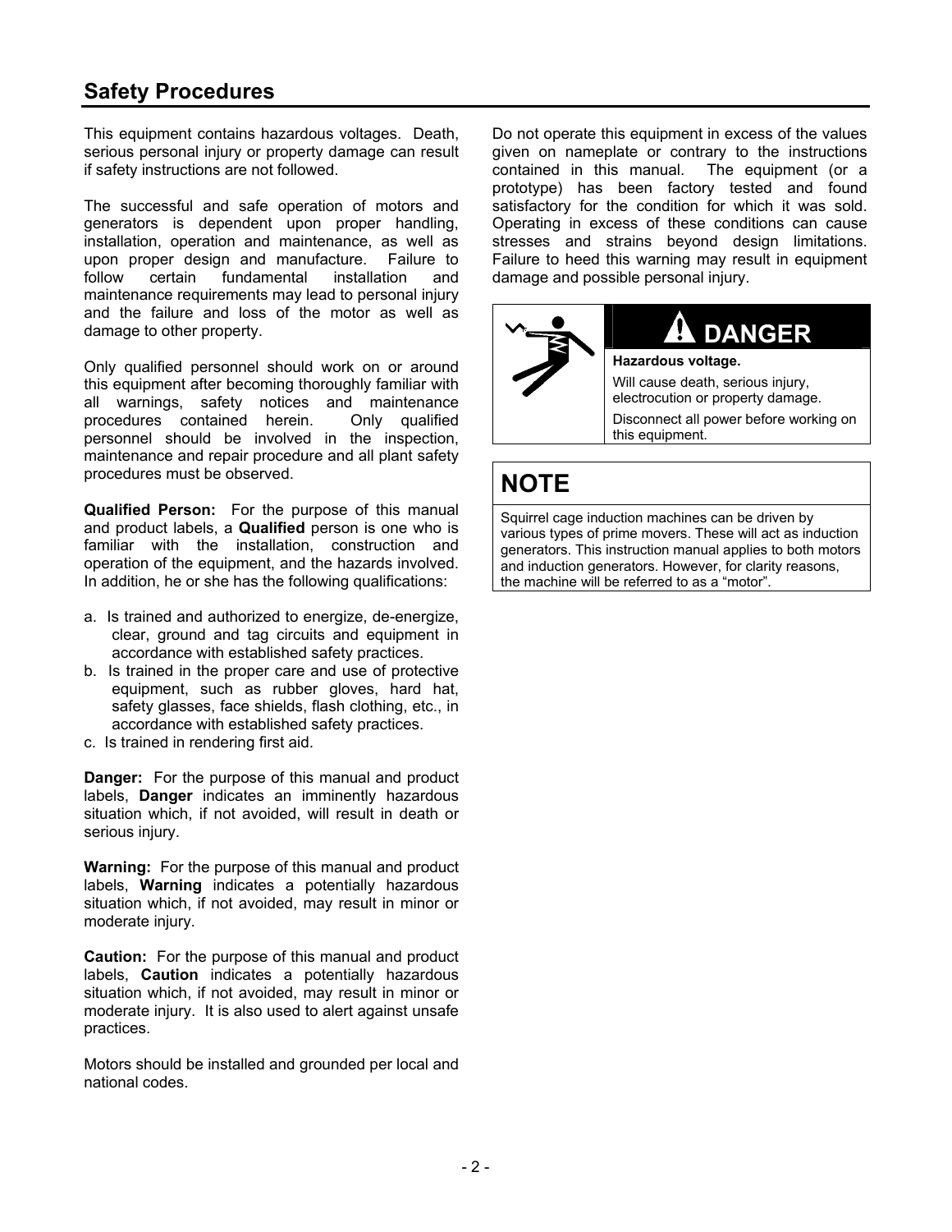## Safety Procedures

This equipment contains hazardous voltages. Death, serious personal injury or property damage can result if safety instructions are not followed.

The successful and safe operation of motors and generators is dependent upon proper handling, installation, operation and maintenance, as well as upon proper design and manufacture. Failure to follow certain fundamental installation and maintenance requirements may lead to personal injury and the failure and loss of the motor as well as damage to other property.

Only qualified personnel should work on or around this equipment after becoming thoroughly familiar with all warnings, safety notices and maintenance procedures contained herein. Only qualified personnel should be involved in the inspection, maintenance and repair procedure and all plant safety procedures must be observed.

**Qualified Person:** For the purpose of this manual and product labels, a **Qualified** person is one who is familiar with the installation, construction and operation of the equipment, and the hazards involved. In addition, he or she has the following qualifications:

a. Is trained and authorized to energize, de-energize, clear, ground and tag circuits and equipment in accordance with established safety practices.
b. Is trained in the proper care and use of protective equipment, such as rubber gloves, hard hat, safety glasses, face shields, flash clothing, etc., in accordance with established safety practices.
c. Is trained in rendering first aid.

**Danger:** For the purpose of this manual and product labels, **Danger** indicates an imminently hazardous situation which, if not avoided, will result in death or serious injury.

**Warning:** For the purpose of this manual and product labels, **Warning** indicates a potentially hazardous situation which, if not avoided, may result in minor or moderate injury.

**Caution:** For the purpose of this manual and product labels, **Caution** indicates a potentially hazardous situation which, if not avoided, may result in minor or moderate injury. It is also used to alert against unsafe practices.

Motors should be installed and grounded per local and national codes.

Do not operate this equipment in excess of the values given on nameplate or contrary to the instructions contained in this manual. The equipment (or a prototype) has been factory tested and found satisfactory for the condition for which it was sold. Operating in excess of these conditions can cause stresses and strains beyond design limitations. Failure to heed this warning may result in equipment damage and possible personal injury.

**DANGER**

**Hazardous voltage.**

Will cause death, serious injury, electrocution or property damage.

Disconnect all power before working on this equipment.

**NOTE**

Squirrel cage induction machines can be driven by various types of prime movers. These will act as induction generators. This instruction manual applies to both motors and induction generators. However, for clarity reasons, the machine will be referred to as a “motor”.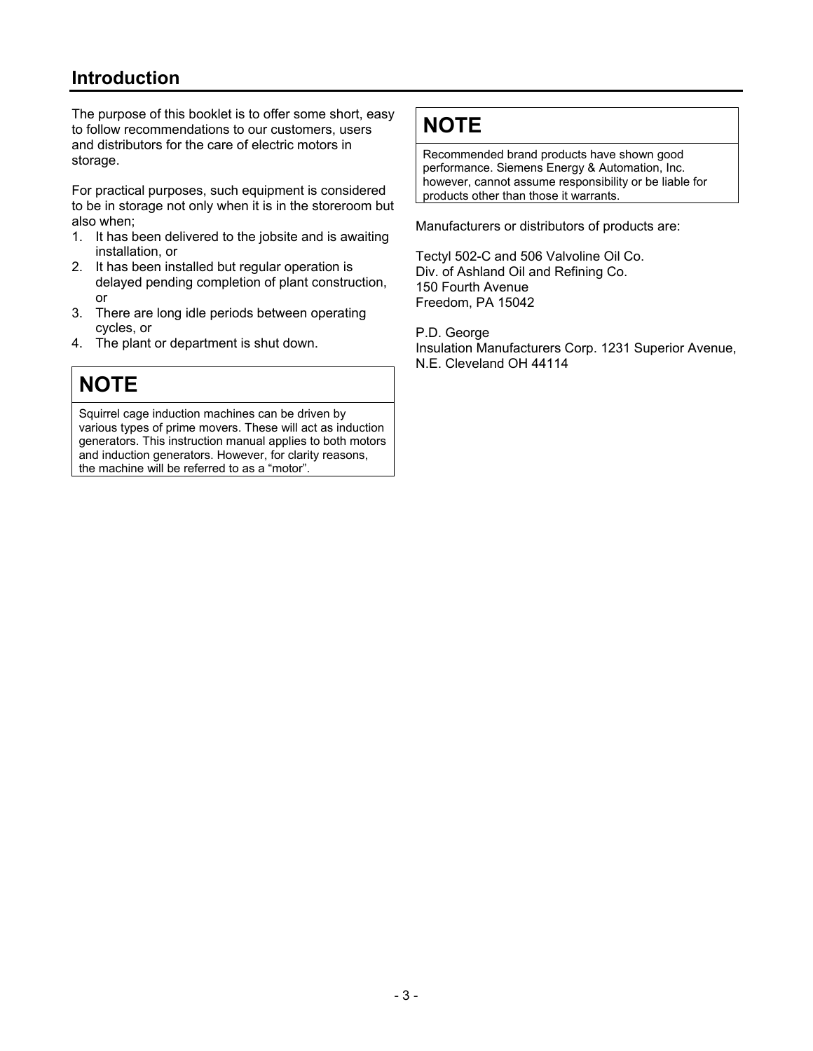## Introduction

The purpose of this booklet is to offer some short, easy to follow recommendations to our customers, users and distributors for the care of electric motors in storage.

For practical purposes, such equipment is considered to be in storage not only when it is in the storeroom but also when;

1. It has been delivered to the jobsite and is awaiting installation, or
2. It has been installed but regular operation is delayed pending completion of plant construction, or
3. There are long idle periods between operating cycles, or
4. The plant or department is shut down.

> **NOTE**
>
> Squirrel cage induction machines can be driven by various types of prime movers. These will act as induction generators. This instruction manual applies to both motors and induction generators. However, for clarity reasons, the machine will be referred to as a “motor”.

> **NOTE**
>
> Recommended brand products have shown good performance. Siemens Energy & Automation, Inc. however, cannot assume responsibility or be liable for products other than those it warrants.

Manufacturers or distributors of products are:

Tectyl 502-C and 506 Valvoline Oil Co.
Div. of Ashland Oil and Refining Co.
150 Fourth Avenue
Freedom, PA 15042

P.D. George
Insulation Manufacturers Corp. 1231 Superior Avenue,
N.E. Cleveland OH 44114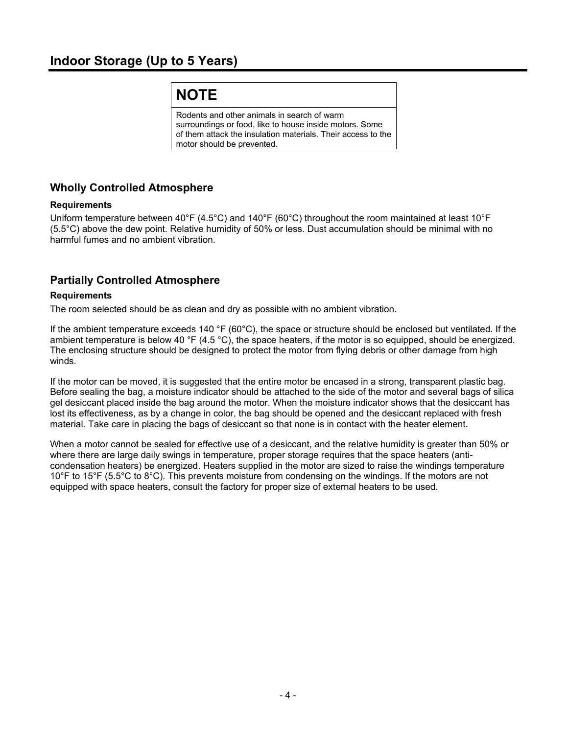## Indoor Storage (Up to 5 Years)

> **NOTE**
>
> Rodents and other animals in search of warm surroundings or food, like to house inside motors. Some of them attack the insulation materials. Their access to the motor should be prevented.

### Wholly Controlled Atmosphere

**Requirements**

Uniform temperature between 40°F (4.5°C) and 140°F (60°C) throughout the room maintained at least 10°F (5.5°C) above the dew point. Relative humidity of 50% or less. Dust accumulation should be minimal with no harmful fumes and no ambient vibration.

### Partially Controlled Atmosphere

**Requirements**

The room selected should be as clean and dry as possible with no ambient vibration.

If the ambient temperature exceeds 140 °F (60°C), the space or structure should be enclosed but ventilated. If the ambient temperature is below 40 °F (4.5 °C), the space heaters, if the motor is so equipped, should be energized. The enclosing structure should be designed to protect the motor from flying debris or other damage from high winds.

If the motor can be moved, it is suggested that the entire motor be encased in a strong, transparent plastic bag. Before sealing the bag, a moisture indicator should be attached to the side of the motor and several bags of silica gel desiccant placed inside the bag around the motor. When the moisture indicator shows that the desiccant has lost its effectiveness, as by a change in color, the bag should be opened and the desiccant replaced with fresh material. Take care in placing the bags of desiccant so that none is in contact with the heater element.

When a motor cannot be sealed for effective use of a desiccant, and the relative humidity is greater than 50% or where there are large daily swings in temperature, proper storage requires that the space heaters (anti-condensation heaters) be energized. Heaters supplied in the motor are sized to raise the windings temperature 10°F to 15°F (5.5°C to 8°C). This prevents moisture from condensing on the windings. If the motors are not equipped with space heaters, consult the factory for proper size of external heaters to be used.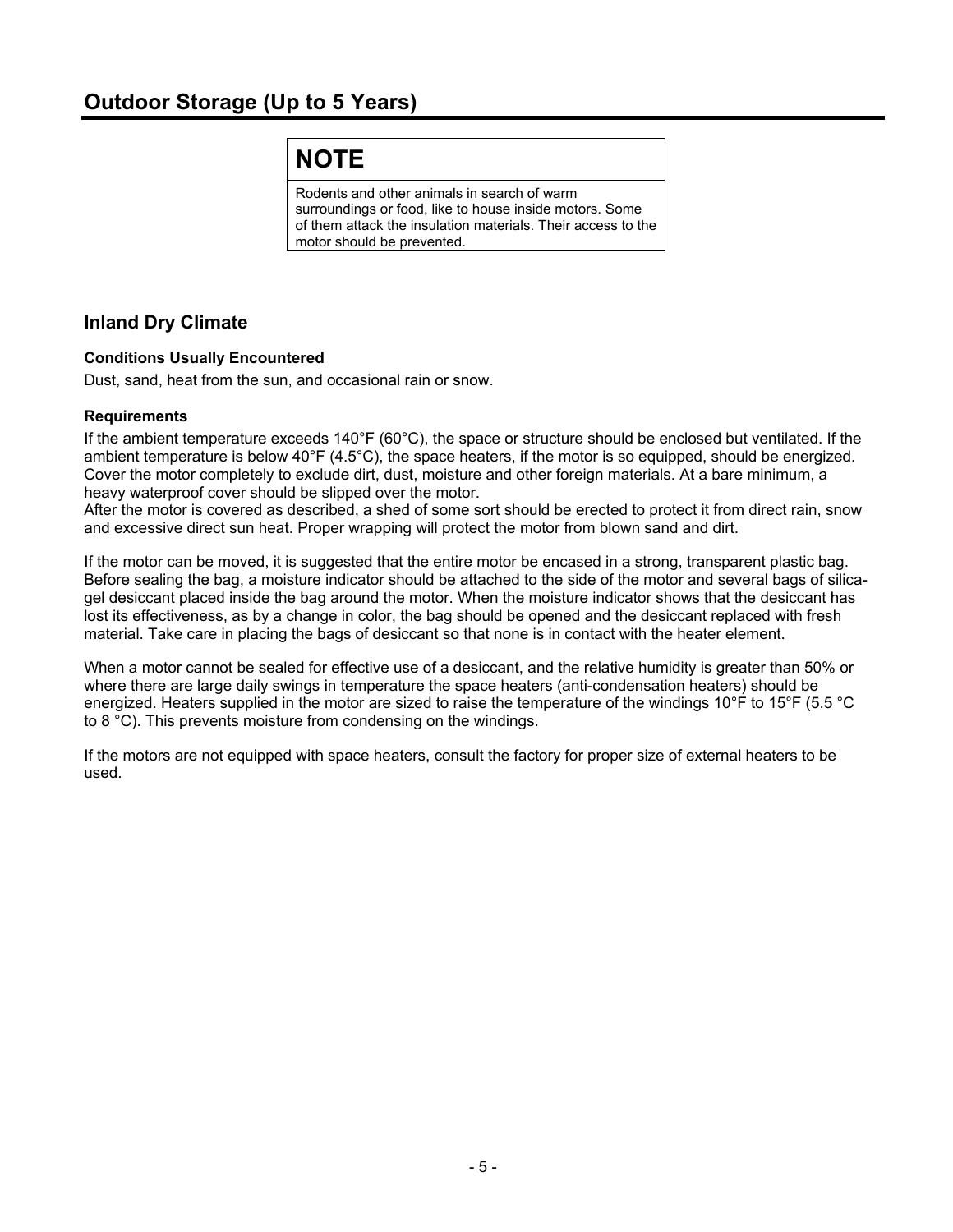## Outdoor Storage (Up to 5 Years)

> **NOTE**
>
> Rodents and other animals in search of warm surroundings or food, like to house inside motors. Some of them attack the insulation materials. Their access to the motor should be prevented.

### Inland Dry Climate

**Conditions Usually Encountered**

Dust, sand, heat from the sun, and occasional rain or snow.

**Requirements**

If the ambient temperature exceeds 140°F (60°C), the space or structure should be enclosed but ventilated. If the ambient temperature is below 40°F (4.5°C), the space heaters, if the motor is so equipped, should be energized. Cover the motor completely to exclude dirt, dust, moisture and other foreign materials. At a bare minimum, a heavy waterproof cover should be slipped over the motor.
After the motor is covered as described, a shed of some sort should be erected to protect it from direct rain, snow and excessive direct sun heat. Proper wrapping will protect the motor from blown sand and dirt.

If the motor can be moved, it is suggested that the entire motor be encased in a strong, transparent plastic bag. Before sealing the bag, a moisture indicator should be attached to the side of the motor and several bags of silica-gel desiccant placed inside the bag around the motor. When the moisture indicator shows that the desiccant has lost its effectiveness, as by a change in color, the bag should be opened and the desiccant replaced with fresh material. Take care in placing the bags of desiccant so that none is in contact with the heater element.

When a motor cannot be sealed for effective use of a desiccant, and the relative humidity is greater than 50% or where there are large daily swings in temperature the space heaters (anti-condensation heaters) should be energized. Heaters supplied in the motor are sized to raise the temperature of the windings 10°F to 15°F (5.5 °C to 8 °C). This prevents moisture from condensing on the windings.

If the motors are not equipped with space heaters, consult the factory for proper size of external heaters to be used.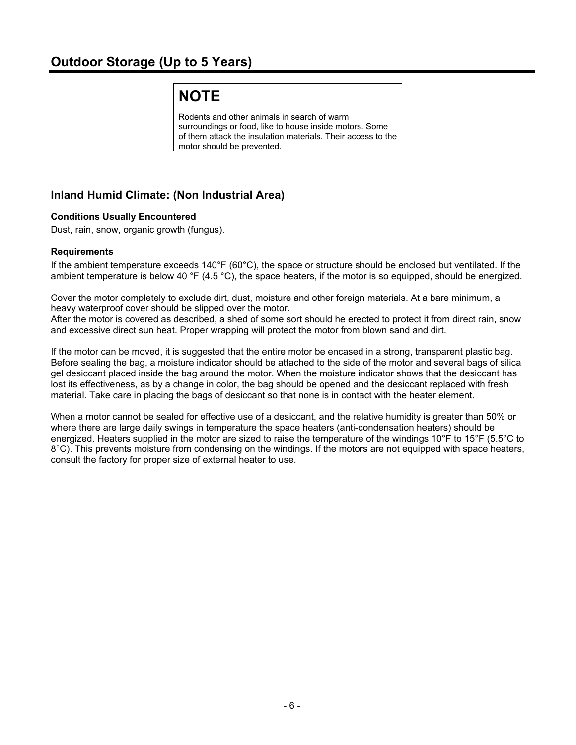## Outdoor Storage (Up to 5 Years)

> **NOTE**
>
> Rodents and other animals in search of warm surroundings or food, like to house inside motors. Some of them attack the insulation materials. Their access to the motor should be prevented.

### Inland Humid Climate: (Non Industrial Area)

**Conditions Usually Encountered**

Dust, rain, snow, organic growth (fungus).

**Requirements**

If the ambient temperature exceeds 140°F (60°C), the space or structure should be enclosed but ventilated. If the ambient temperature is below 40 °F (4.5 °C), the space heaters, if the motor is so equipped, should be energized.

Cover the motor completely to exclude dirt, dust, moisture and other foreign materials. At a bare minimum, a heavy waterproof cover should be slipped over the motor.
After the motor is covered as described, a shed of some sort should he erected to protect it from direct rain, snow and excessive direct sun heat. Proper wrapping will protect the motor from blown sand and dirt.

If the motor can be moved, it is suggested that the entire motor be encased in a strong, transparent plastic bag. Before sealing the bag, a moisture indicator should be attached to the side of the motor and several bags of silica gel desiccant placed inside the bag around the motor. When the moisture indicator shows that the desiccant has lost its effectiveness, as by a change in color, the bag should be opened and the desiccant replaced with fresh material. Take care in placing the bags of desiccant so that none is in contact with the heater element.

When a motor cannot be sealed for effective use of a desiccant, and the relative humidity is greater than 50% or where there are large daily swings in temperature the space heaters (anti-condensation heaters) should be energized. Heaters supplied in the motor are sized to raise the temperature of the windings 10°F to 15°F (5.5°C to 8°C). This prevents moisture from condensing on the windings. If the motors are not equipped with space heaters, consult the factory for proper size of external heater to use.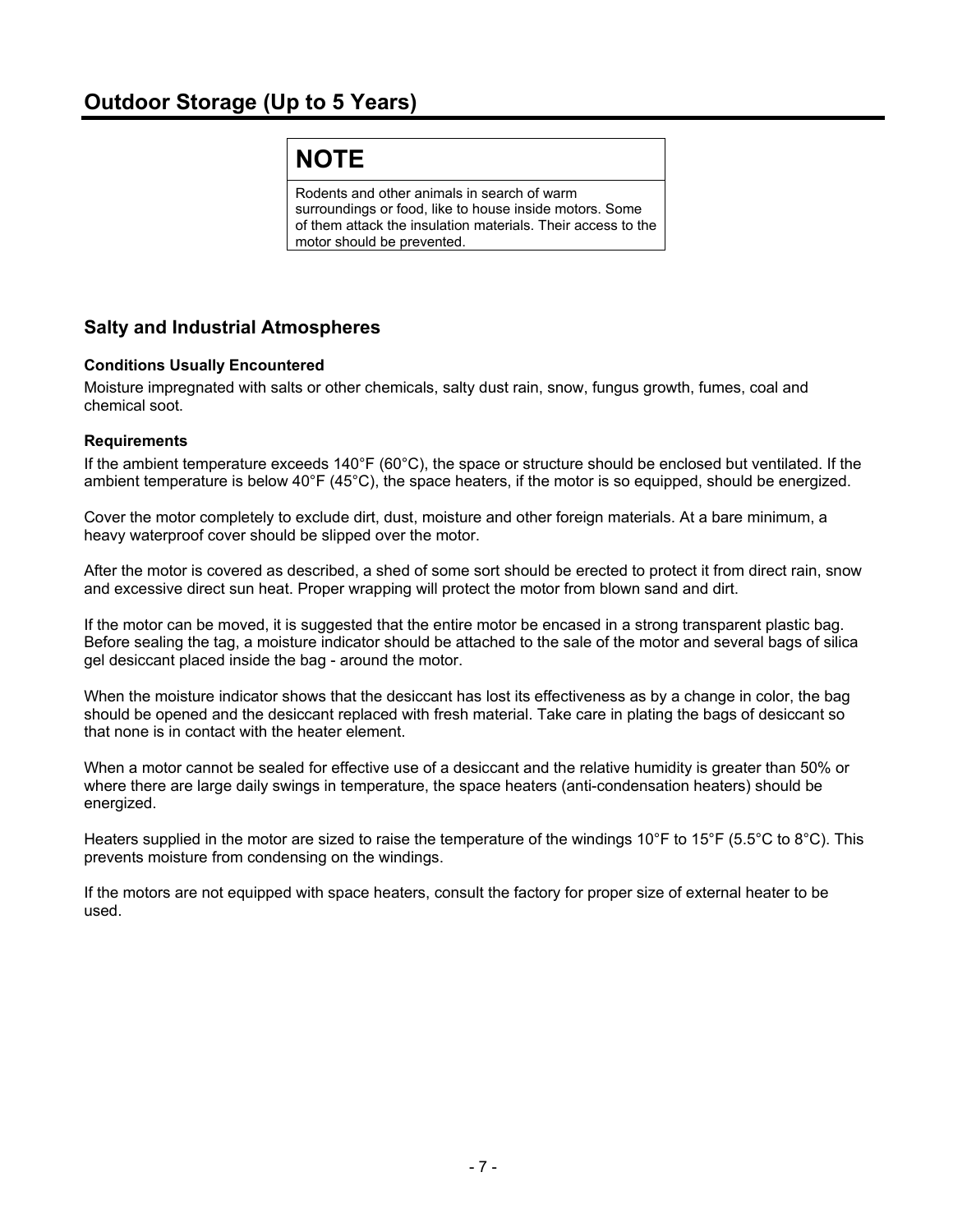## Outdoor Storage (Up to 5 Years)

> **NOTE**
>
> Rodents and other animals in search of warm surroundings or food, like to house inside motors. Some of them attack the insulation materials. Their access to the motor should be prevented.

### Salty and Industrial Atmospheres

**Conditions Usually Encountered**

Moisture impregnated with salts or other chemicals, salty dust rain, snow, fungus growth, fumes, coal and chemical soot.

**Requirements**

If the ambient temperature exceeds 140°F (60°C), the space or structure should be enclosed but ventilated. If the ambient temperature is below 40°F (45°C), the space heaters, if the motor is so equipped, should be energized.

Cover the motor completely to exclude dirt, dust, moisture and other foreign materials. At a bare minimum, a heavy waterproof cover should be slipped over the motor.

After the motor is covered as described, a shed of some sort should be erected to protect it from direct rain, snow and excessive direct sun heat. Proper wrapping will protect the motor from blown sand and dirt.

If the motor can be moved, it is suggested that the entire motor be encased in a strong transparent plastic bag. Before sealing the tag, a moisture indicator should be attached to the sale of the motor and several bags of silica gel desiccant placed inside the bag - around the motor.

When the moisture indicator shows that the desiccant has lost its effectiveness as by a change in color, the bag should be opened and the desiccant replaced with fresh material. Take care in plating the bags of desiccant so that none is in contact with the heater element.

When a motor cannot be sealed for effective use of a desiccant and the relative humidity is greater than 50% or where there are large daily swings in temperature, the space heaters (anti-condensation heaters) should be energized.

Heaters supplied in the motor are sized to raise the temperature of the windings 10°F to 15°F (5.5°C to 8°C). This prevents moisture from condensing on the windings.

If the motors are not equipped with space heaters, consult the factory for proper size of external heater to be used.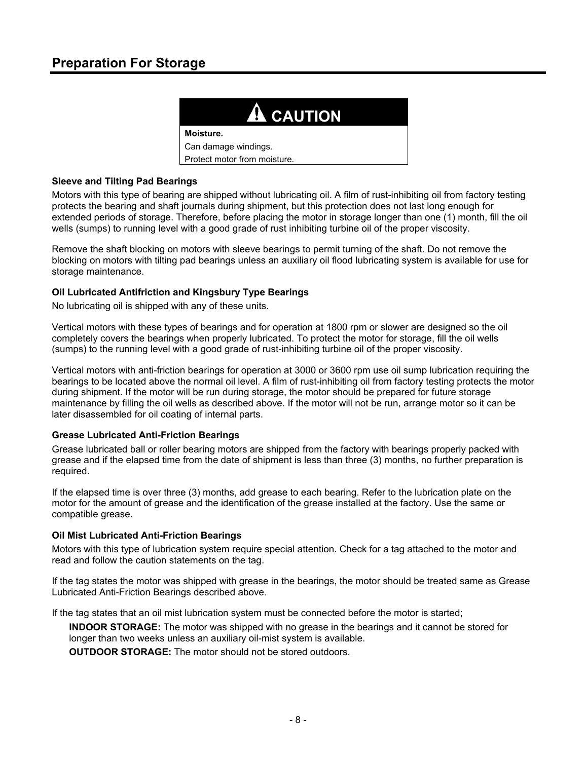## Preparation For Storage

> **⚠ CAUTION**
>
> **Moisture.**
>
> Can damage windings.
>
> Protect motor from moisture.

**Sleeve and Tilting Pad Bearings**

Motors with this type of bearing are shipped without lubricating oil. A film of rust-inhibiting oil from factory testing protects the bearing and shaft journals during shipment, but this protection does not last long enough for extended periods of storage. Therefore, before placing the motor in storage longer than one (1) month, fill the oil wells (sumps) to running level with a good grade of rust inhibiting turbine oil of the proper viscosity.

Remove the shaft blocking on motors with sleeve bearings to permit turning of the shaft. Do not remove the blocking on motors with tilting pad bearings unless an auxiliary oil flood lubricating system is available for use for storage maintenance.

**Oil Lubricated Antifriction and Kingsbury Type Bearings**

No lubricating oil is shipped with any of these units.

Vertical motors with these types of bearings and for operation at 1800 rpm or slower are designed so the oil completely covers the bearings when properly lubricated. To protect the motor for storage, fill the oil wells (sumps) to the running level with a good grade of rust-inhibiting turbine oil of the proper viscosity.

Vertical motors with anti-friction bearings for operation at 3000 or 3600 rpm use oil sump lubrication requiring the bearings to be located above the normal oil level. A film of rust-inhibiting oil from factory testing protects the motor during shipment. If the motor will be run during storage, the motor should be prepared for future storage maintenance by filling the oil wells as described above. If the motor will not be run, arrange motor so it can be later disassembled for oil coating of internal parts.

**Grease Lubricated Anti-Friction Bearings**

Grease lubricated ball or roller bearing motors are shipped from the factory with bearings properly packed with grease and if the elapsed time from the date of shipment is less than three (3) months, no further preparation is required.

If the elapsed time is over three (3) months, add grease to each bearing. Refer to the lubrication plate on the motor for the amount of grease and the identification of the grease installed at the factory. Use the same or compatible grease.

**Oil Mist Lubricated Anti-Friction Bearings**

Motors with this type of lubrication system require special attention. Check for a tag attached to the motor and read and follow the caution statements on the tag.

If the tag states the motor was shipped with grease in the bearings, the motor should be treated same as Grease Lubricated Anti-Friction Bearings described above.

If the tag states that an oil mist lubrication system must be connected before the motor is started;

**INDOOR STORAGE:** The motor was shipped with no grease in the bearings and it cannot be stored for longer than two weeks unless an auxiliary oil-mist system is available.

**OUTDOOR STORAGE:** The motor should not be stored outdoors.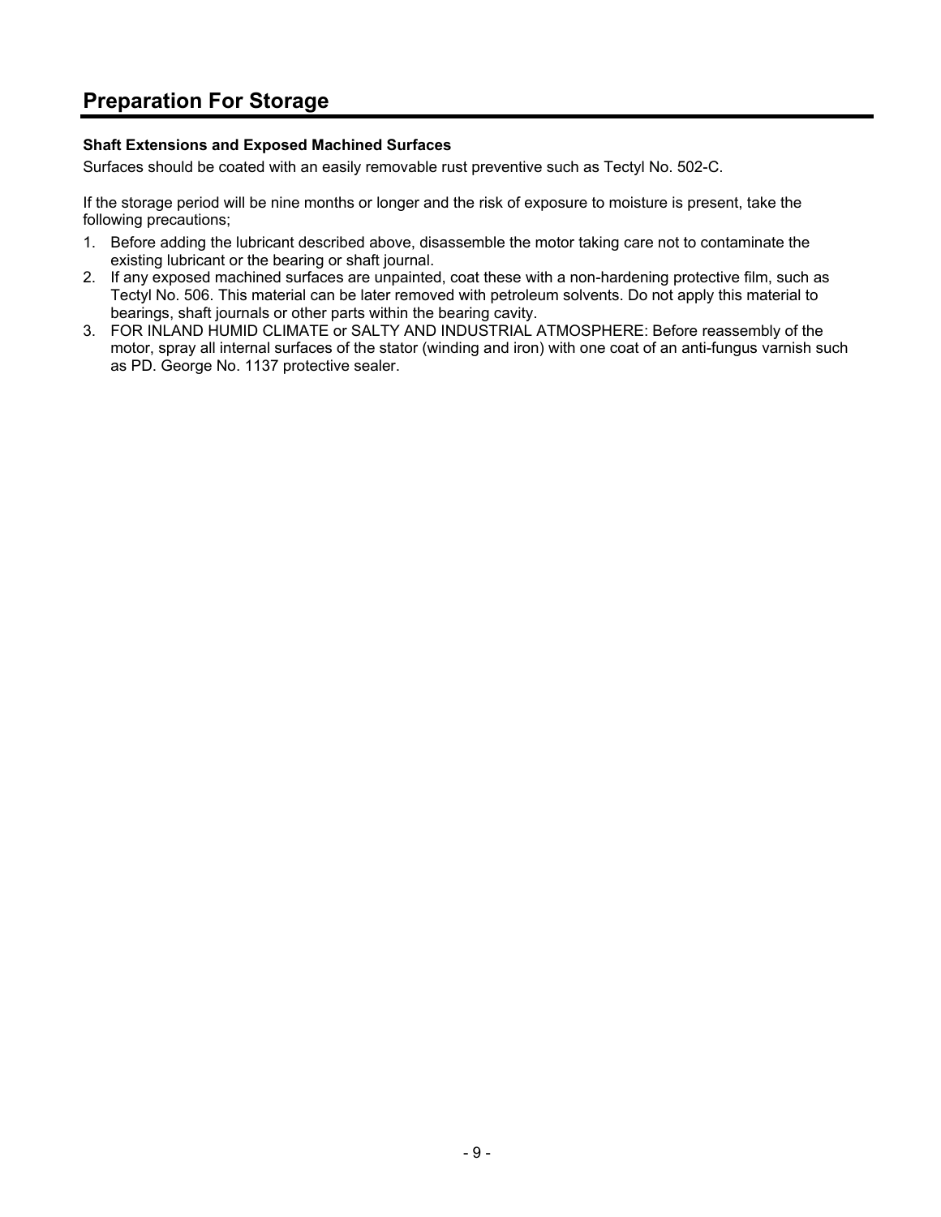## Preparation For Storage

### Shaft Extensions and Exposed Machined Surfaces

Surfaces should be coated with an easily removable rust preventive such as Tectyl No. 502-C.

If the storage period will be nine months or longer and the risk of exposure to moisture is present, take the following precautions;

1. Before adding the lubricant described above, disassemble the motor taking care not to contaminate the existing lubricant or the bearing or shaft journal.
2. If any exposed machined surfaces are unpainted, coat these with a non-hardening protective film, such as Tectyl No. 506. This material can be later removed with petroleum solvents. Do not apply this material to bearings, shaft journals or other parts within the bearing cavity.
3. FOR INLAND HUMID CLIMATE or SALTY AND INDUSTRIAL ATMOSPHERE: Before reassembly of the motor, spray all internal surfaces of the stator (winding and iron) with one coat of an anti-fungus varnish such as PD. George No. 1137 protective sealer.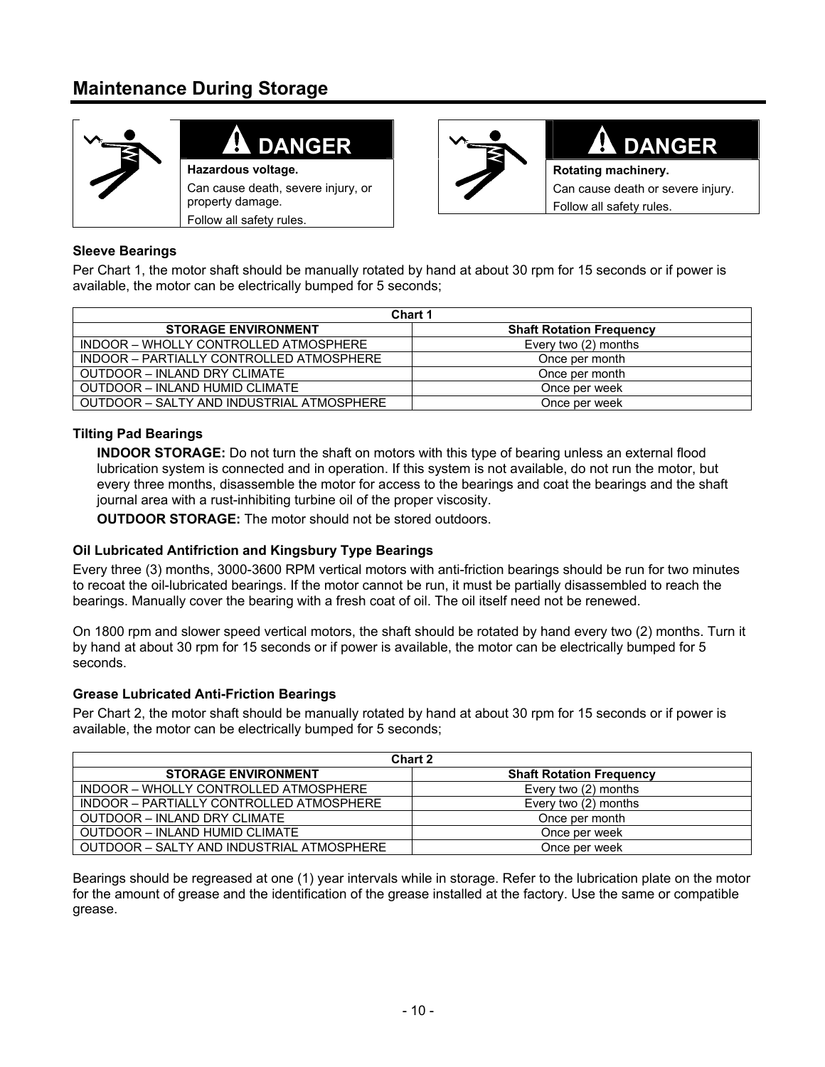## Maintenance During Storage

**⚠ DANGER**

**Hazardous voltage.**

Can cause death, severe injury, or property damage.

Follow all safety rules.

**⚠ DANGER**

**Rotating machinery.**

Can cause death or severe injury.

Follow all safety rules.

### Sleeve Bearings

Per Chart 1, the motor shaft should be manually rotated by hand at about 30 rpm for 15 seconds or if power is available, the motor can be electrically bumped for 5 seconds;

| Chart 1 | |
|---|---|
| **STORAGE ENVIRONMENT** | **Shaft Rotation Frequency** |
| INDOOR – WHOLLY CONTROLLED ATMOSPHERE | Every two (2) months |
| INDOOR – PARTIALLY CONTROLLED ATMOSPHERE | Once per month |
| OUTDOOR – INLAND DRY CLIMATE | Once per month |
| OUTDOOR – INLAND HUMID CLIMATE | Once per week |
| OUTDOOR – SALTY AND INDUSTRIAL ATMOSPHERE | Once per week |

### Tilting Pad Bearings

**INDOOR STORAGE:** Do not turn the shaft on motors with this type of bearing unless an external flood lubrication system is connected and in operation. If this system is not available, do not run the motor, but every three months, disassemble the motor for access to the bearings and coat the bearings and the shaft journal area with a rust-inhibiting turbine oil of the proper viscosity.

**OUTDOOR STORAGE:** The motor should not be stored outdoors.

### Oil Lubricated Antifriction and Kingsbury Type Bearings

Every three (3) months, 3000-3600 RPM vertical motors with anti-friction bearings should be run for two minutes to recoat the oil-lubricated bearings. If the motor cannot be run, it must be partially disassembled to reach the bearings. Manually cover the bearing with a fresh coat of oil. The oil itself need not be renewed.

On 1800 rpm and slower speed vertical motors, the shaft should be rotated by hand every two (2) months. Turn it by hand at about 30 rpm for 15 seconds or if power is available, the motor can be electrically bumped for 5 seconds.

### Grease Lubricated Anti-Friction Bearings

Per Chart 2, the motor shaft should be manually rotated by hand at about 30 rpm for 15 seconds or if power is available, the motor can be electrically bumped for 5 seconds;

| Chart 2 | |
|---|---|
| **STORAGE ENVIRONMENT** | **Shaft Rotation Frequency** |
| INDOOR – WHOLLY CONTROLLED ATMOSPHERE | Every two (2) months |
| INDOOR – PARTIALLY CONTROLLED ATMOSPHERE | Every two (2) months |
| OUTDOOR – INLAND DRY CLIMATE | Once per month |
| OUTDOOR – INLAND HUMID CLIMATE | Once per week |
| OUTDOOR – SALTY AND INDUSTRIAL ATMOSPHERE | Once per week |

Bearings should be regreased at one (1) year intervals while in storage. Refer to the lubrication plate on the motor for the amount of grease and the identification of the grease installed at the factory. Use the same or compatible grease.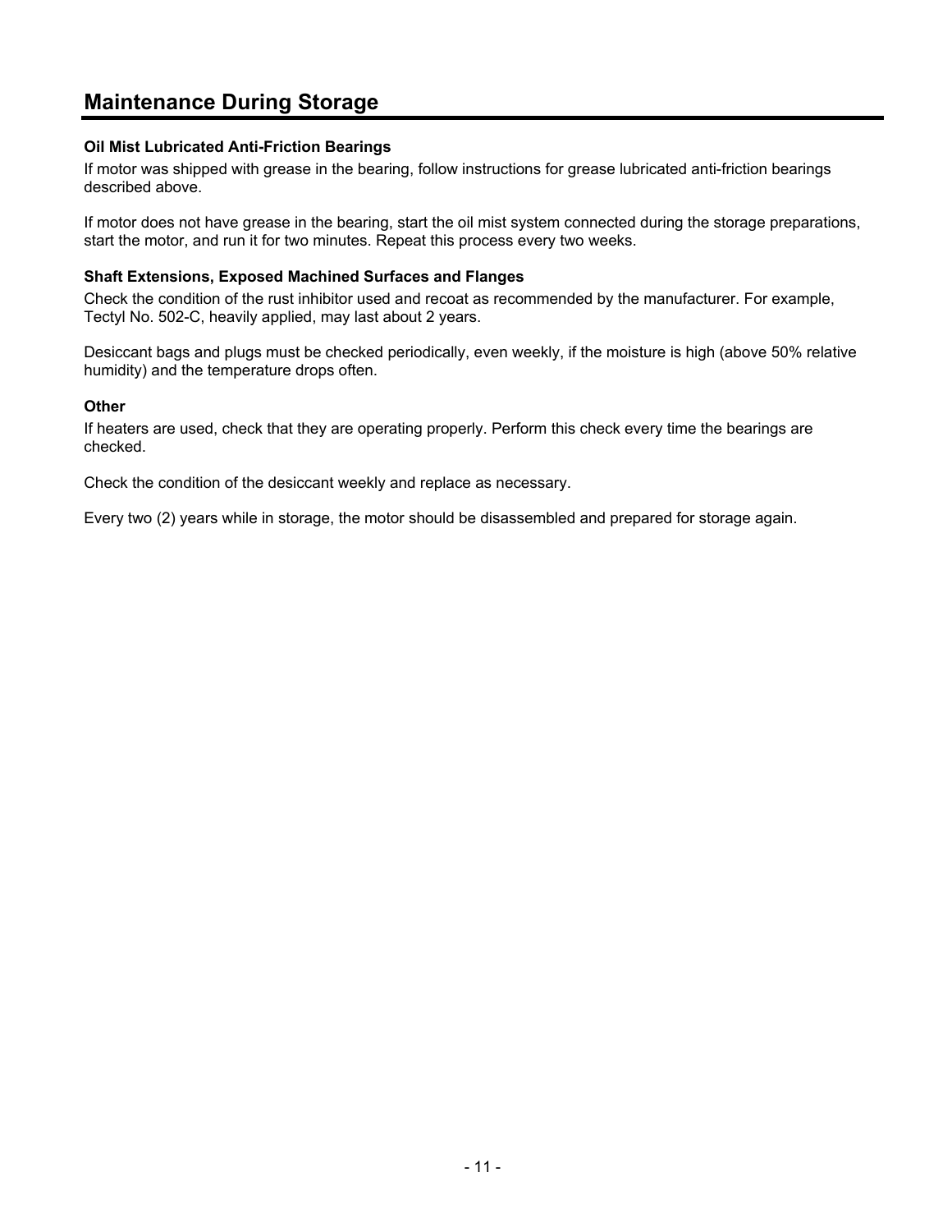## Maintenance During Storage

### Oil Mist Lubricated Anti-Friction Bearings

If motor was shipped with grease in the bearing, follow instructions for grease lubricated anti-friction bearings described above.

If motor does not have grease in the bearing, start the oil mist system connected during the storage preparations, start the motor, and run it for two minutes. Repeat this process every two weeks.

### Shaft Extensions, Exposed Machined Surfaces and Flanges

Check the condition of the rust inhibitor used and recoat as recommended by the manufacturer. For example, Tectyl No. 502-C, heavily applied, may last about 2 years.

Desiccant bags and plugs must be checked periodically, even weekly, if the moisture is high (above 50% relative humidity) and the temperature drops often.

### Other

If heaters are used, check that they are operating properly. Perform this check every time the bearings are checked.

Check the condition of the desiccant weekly and replace as necessary.

Every two (2) years while in storage, the motor should be disassembled and prepared for storage again.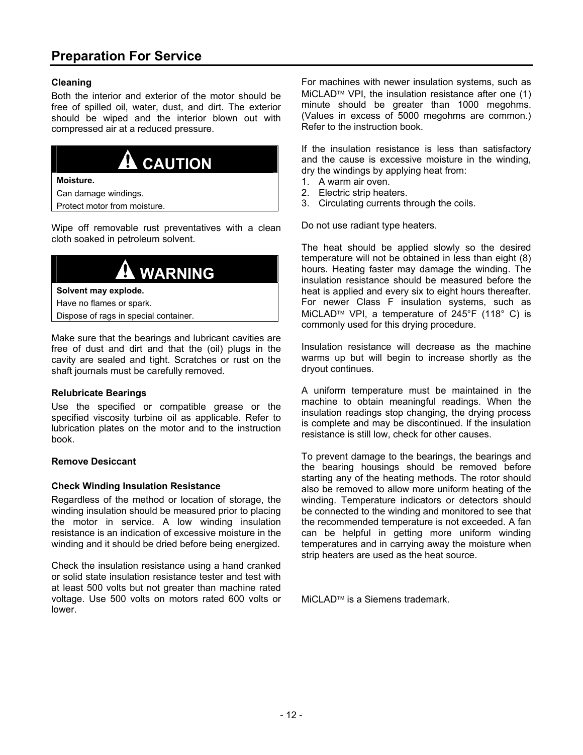## Preparation For Service

### Cleaning

Both the interior and exterior of the motor should be free of spilled oil, water, dust, and dirt. The exterior should be wiped and the interior blown out with compressed air at a reduced pressure.

> **⚠ CAUTION**
>
> **Moisture.**
>
> Can damage windings.
>
> Protect motor from moisture.

Wipe off removable rust preventatives with a clean cloth soaked in petroleum solvent.

> **⚠ WARNING**
>
> **Solvent may explode.**
>
> Have no flames or spark.
>
> Dispose of rags in special container.

Make sure that the bearings and lubricant cavities are free of dust and dirt and that the (oil) plugs in the cavity are sealed and tight. Scratches or rust on the shaft journals must be carefully removed.

### Relubricate Bearings

Use the specified or compatible grease or the specified viscosity turbine oil as applicable. Refer to lubrication plates on the motor and to the instruction book.

### Remove Desiccant

### Check Winding Insulation Resistance

Regardless of the method or location of storage, the winding insulation should be measured prior to placing the motor in service. A low winding insulation resistance is an indication of excessive moisture in the winding and it should be dried before being energized.

Check the insulation resistance using a hand cranked or solid state insulation resistance tester and test with at least 500 volts but not greater than machine rated voltage. Use 500 volts on motors rated 600 volts or lower.

For machines with newer insulation systems, such as MiCLAD™ VPI, the insulation resistance after one (1) minute should be greater than 1000 megohms. (Values in excess of 5000 megohms are common.) Refer to the instruction book.

If the insulation resistance is less than satisfactory and the cause is excessive moisture in the winding, dry the windings by applying heat from:

1. A warm air oven.
2. Electric strip heaters.
3. Circulating currents through the coils.

Do not use radiant type heaters.

The heat should be applied slowly so the desired temperature will not be obtained in less than eight (8) hours. Heating faster may damage the winding. The insulation resistance should be measured before the heat is applied and every six to eight hours thereafter. For newer Class F insulation systems, such as MiCLAD™ VPI, a temperature of 245°F (118° C) is commonly used for this drying procedure.

Insulation resistance will decrease as the machine warms up but will begin to increase shortly as the dryout continues.

A uniform temperature must be maintained in the machine to obtain meaningful readings. When the insulation readings stop changing, the drying process is complete and may be discontinued. If the insulation resistance is still low, check for other causes.

To prevent damage to the bearings, the bearings and the bearing housings should be removed before starting any of the heating methods. The rotor should also be removed to allow more uniform heating of the winding. Temperature indicators or detectors should be connected to the winding and monitored to see that the recommended temperature is not exceeded. A fan can be helpful in getting more uniform winding temperatures and in carrying away the moisture when strip heaters are used as the heat source.

MiCLAD™ is a Siemens trademark.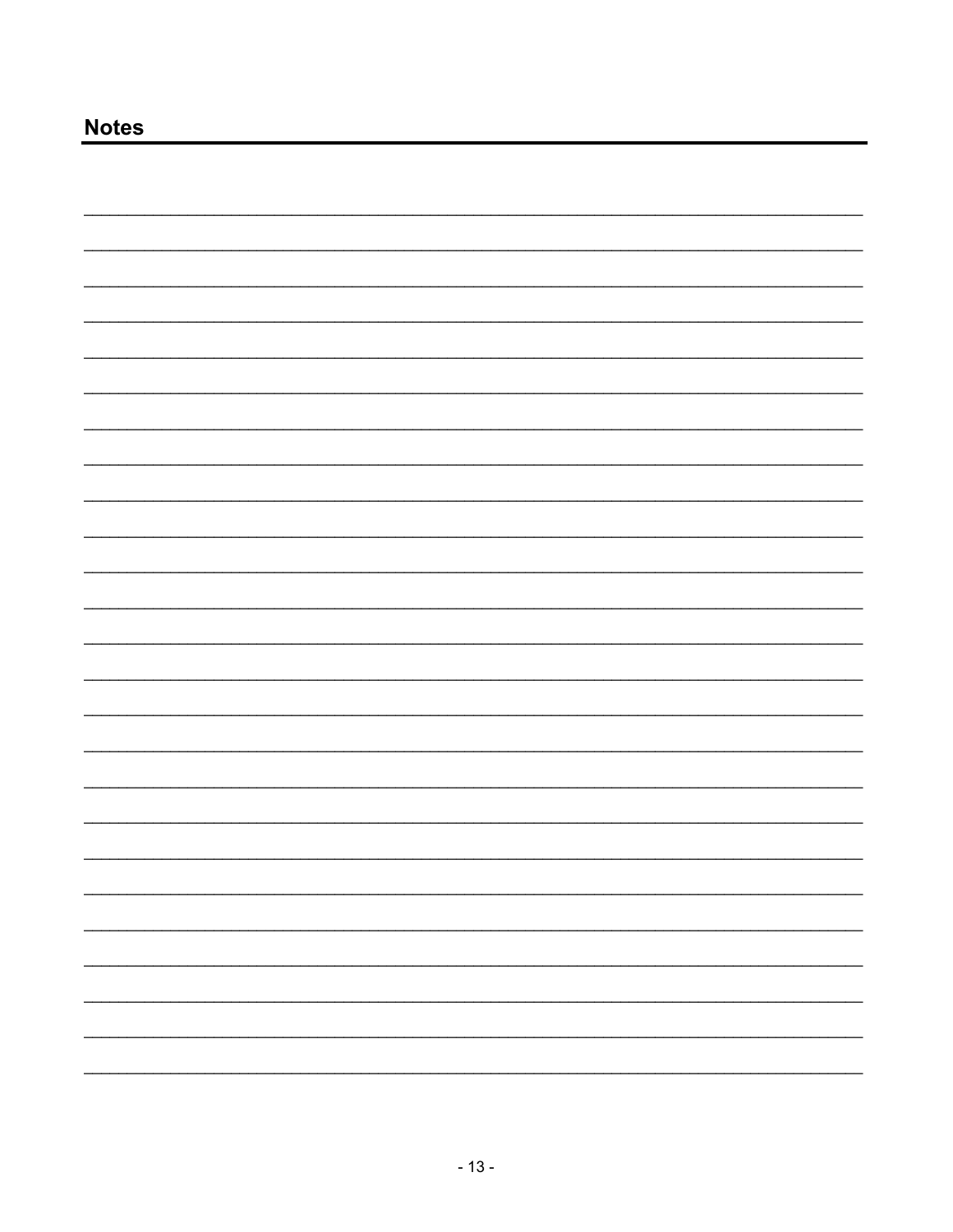## Notes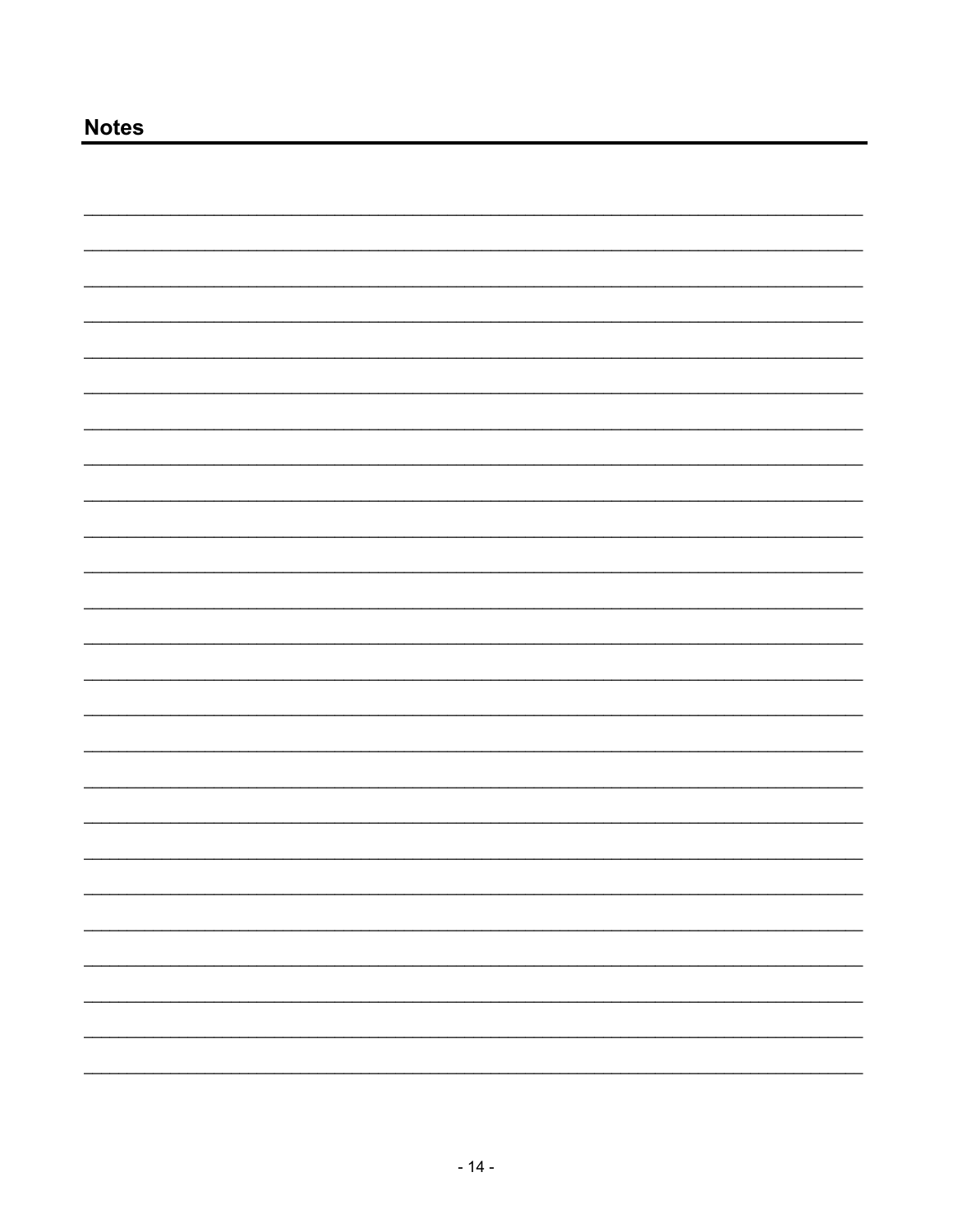## Notes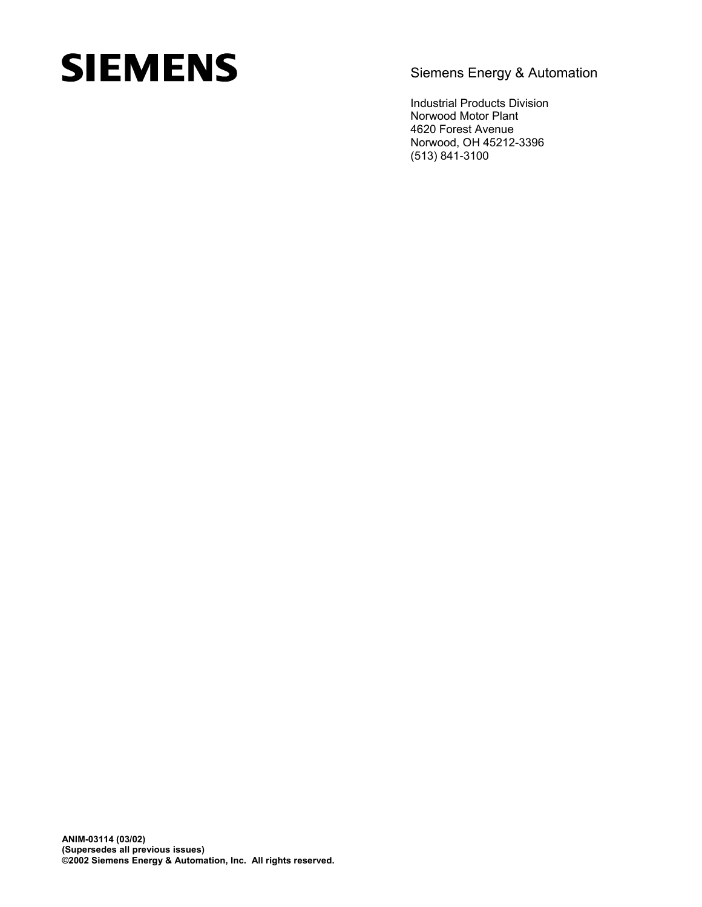# SIEMENS

Siemens Energy & Automation

Industrial Products Division
Norwood Motor Plant
4620 Forest Avenue
Norwood, OH 45212-3396
(513) 841-3100

**ANIM-03114 (03/02)**
**(Supersedes all previous issues)**
**©2002 Siemens Energy & Automation, Inc. All rights reserved.**